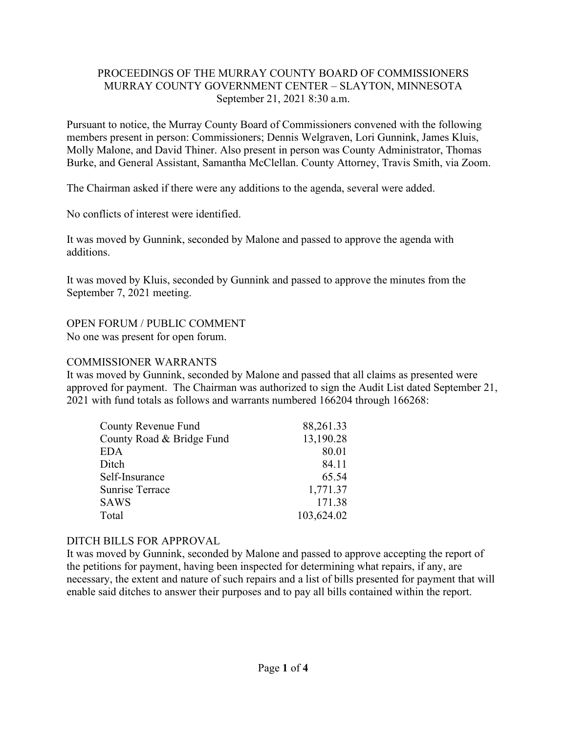# PROCEEDINGS OF THE MURRAY COUNTY BOARD OF COMMISSIONERS
## MURRAY COUNTY GOVERNMENT CENTER – SLAYTON, MINNESOTA
### September 21, 2021 8:30 a.m.

Pursuant to notice, the Murray County Board of Commissioners convened with the following members present in person: Commissioners; Dennis Welgraven, Lori Gunnink, James Kluis, Molly Malone, and David Thiner. Also present in person was County Administrator, Thomas Burke, and General Assistant, Samantha McClellan. County Attorney, Travis Smith, via Zoom.

The Chairman asked if there were any additions to the agenda, several were added.

No conflicts of interest were identified.

It was moved by Gunnink, seconded by Malone and passed to approve the agenda with additions.

It was moved by Kluis, seconded by Gunnink and passed to approve the minutes from the September 7, 2021 meeting.

OPEN FORUM / PUBLIC COMMENT

No one was present for open forum.

COMMISSIONER WARRANTS

It was moved by Gunnink, seconded by Malone and passed that all claims as presented were approved for payment. The Chairman was authorized to sign the Audit List dated September 21, 2021 with fund totals as follows and warrants numbered 166204 through 166268:

| Fund | Amount |
|---|---|
| County Revenue Fund | 88,261.33 |
| County Road & Bridge Fund | 13,190.28 |
| EDA | 80.01 |
| Ditch | 84.11 |
| Self-Insurance | 65.54 |
| Sunrise Terrace | 1,771.37 |
| SAWS | 171.38 |
| Total | 103,624.02 |

DITCH BILLS FOR APPROVAL

It was moved by Gunnink, seconded by Malone and passed to approve accepting the report of the petitions for payment, having been inspected for determining what repairs, if any, are necessary, the extent and nature of such repairs and a list of bills presented for payment that will enable said ditches to answer their purposes and to pay all bills contained within the report.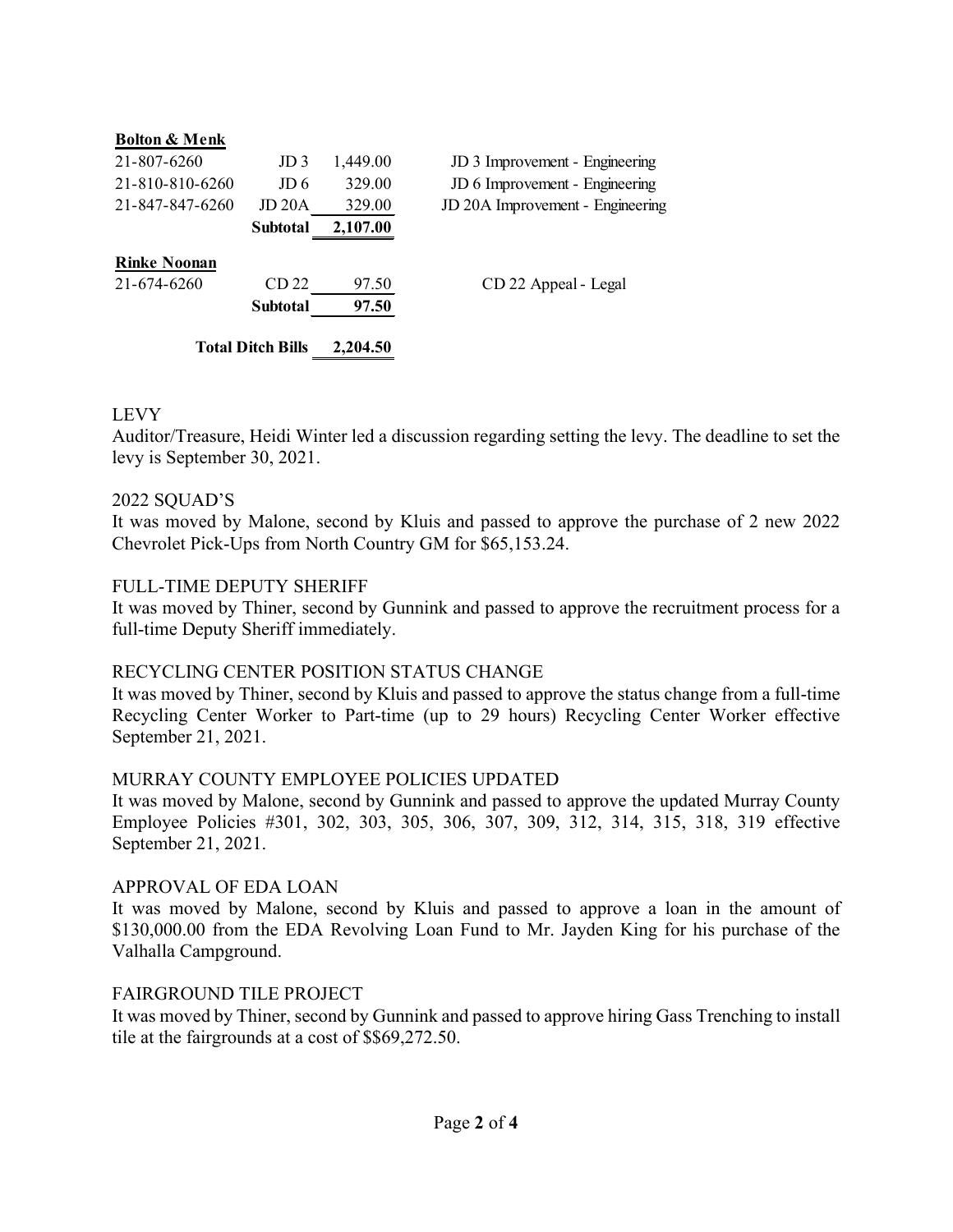| **Bolton & Menk** | | | |
| --- | --- | --- | --- |
| 21-807-6260 | JD 3 | 1,449.00 | JD 3 Improvement - Engineering |
| 21-810-810-6260 | JD 6 | 329.00 | JD 6 Improvement - Engineering |
| 21-847-847-6260 | JD 20A | 329.00 | JD 20A Improvement - Engineering |
| | **Subtotal** | **2,107.00** | |
| **Rinke Noonan** | | | |
| 21-674-6260 | CD 22 | 97.50 | CD 22 Appeal - Legal |
| | **Subtotal** | **97.50** | |
| | **Total Ditch Bills** | **2,204.50** | |

LEVY

Auditor/Treasure, Heidi Winter led a discussion regarding setting the levy. The deadline to set the levy is September 30, 2021.

2022 SQUAD'S

It was moved by Malone, second by Kluis and passed to approve the purchase of 2 new 2022 Chevrolet Pick-Ups from North Country GM for $65,153.24.

FULL-TIME DEPUTY SHERIFF

It was moved by Thiner, second by Gunnink and passed to approve the recruitment process for a full-time Deputy Sheriff immediately.

RECYCLING CENTER POSITION STATUS CHANGE

It was moved by Thiner, second by Kluis and passed to approve the status change from a full-time Recycling Center Worker to Part-time (up to 29 hours) Recycling Center Worker effective September 21, 2021.

MURRAY COUNTY EMPLOYEE POLICIES UPDATED

It was moved by Malone, second by Gunnink and passed to approve the updated Murray County Employee Policies #301, 302, 303, 305, 306, 307, 309, 312, 314, 315, 318, 319 effective September 21, 2021.

APPROVAL OF EDA LOAN

It was moved by Malone, second by Kluis and passed to approve a loan in the amount of $130,000.00 from the EDA Revolving Loan Fund to Mr. Jayden King for his purchase of the Valhalla Campground.

FAIRGROUND TILE PROJECT

It was moved by Thiner, second by Gunnink and passed to approve hiring Gass Trenching to install tile at the fairgrounds at a cost of $$69,272.50.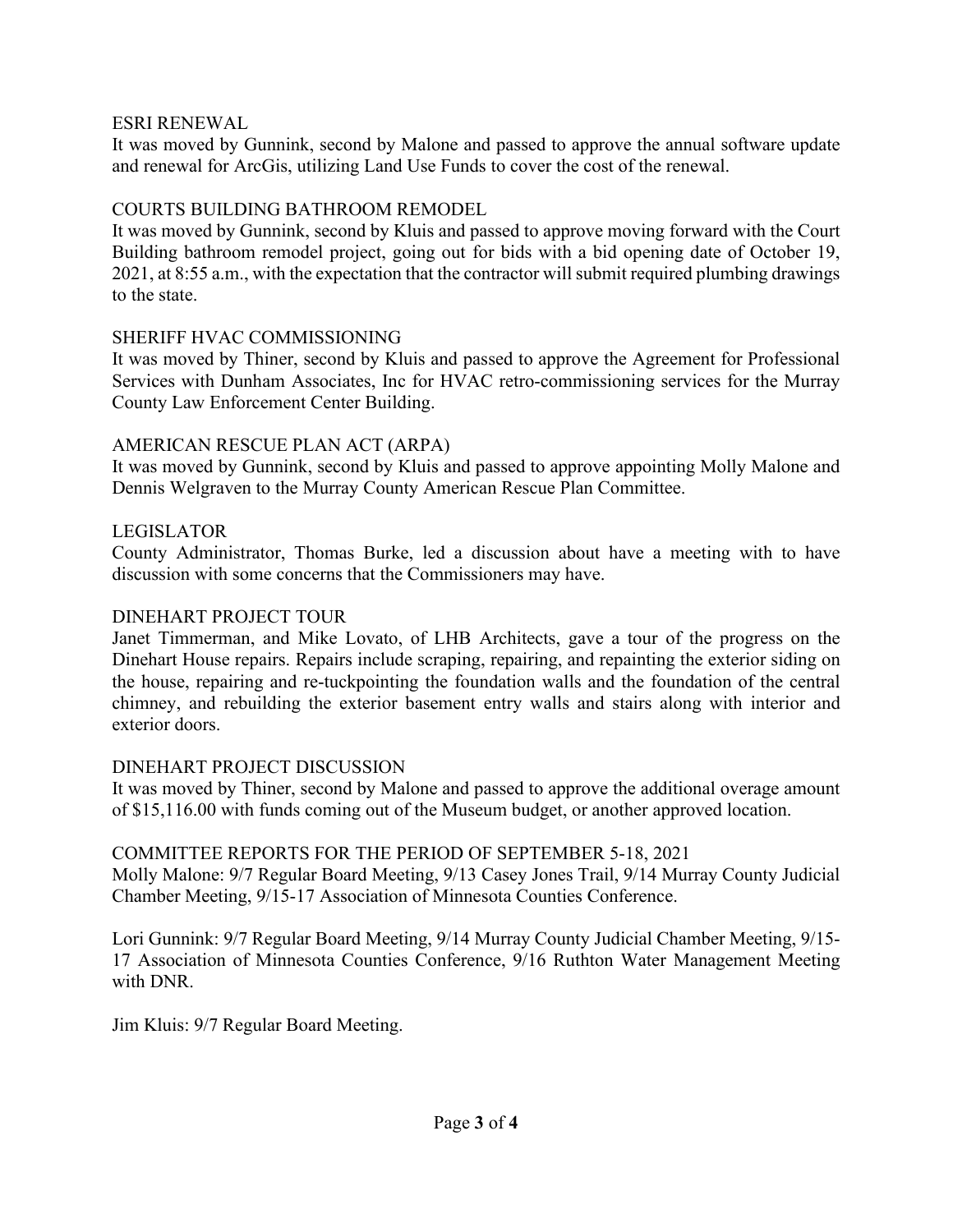ESRI RENEWAL

It was moved by Gunnink, second by Malone and passed to approve the annual software update and renewal for ArcGis, utilizing Land Use Funds to cover the cost of the renewal.

COURTS BUILDING BATHROOM REMODEL

It was moved by Gunnink, second by Kluis and passed to approve moving forward with the Court Building bathroom remodel project, going out for bids with a bid opening date of October 19, 2021, at 8:55 a.m., with the expectation that the contractor will submit required plumbing drawings to the state.

SHERIFF HVAC COMMISSIONING

It was moved by Thiner, second by Kluis and passed to approve the Agreement for Professional Services with Dunham Associates, Inc for HVAC retro-commissioning services for the Murray County Law Enforcement Center Building.

AMERICAN RESCUE PLAN ACT (ARPA)

It was moved by Gunnink, second by Kluis and passed to approve appointing Molly Malone and Dennis Welgraven to the Murray County American Rescue Plan Committee.

LEGISLATOR

County Administrator, Thomas Burke, led a discussion about have a meeting with to have discussion with some concerns that the Commissioners may have.

DINEHART PROJECT TOUR

Janet Timmerman, and Mike Lovato, of LHB Architects, gave a tour of the progress on the Dinehart House repairs. Repairs include scraping, repairing, and repainting the exterior siding on the house, repairing and re-tuckpointing the foundation walls and the foundation of the central chimney, and rebuilding the exterior basement entry walls and stairs along with interior and exterior doors.

DINEHART PROJECT DISCUSSION

It was moved by Thiner, second by Malone and passed to approve the additional overage amount of $15,116.00 with funds coming out of the Museum budget, or another approved location.

COMMITTEE REPORTS FOR THE PERIOD OF SEPTEMBER 5-18, 2021

Molly Malone: 9/7 Regular Board Meeting, 9/13 Casey Jones Trail, 9/14 Murray County Judicial Chamber Meeting, 9/15-17 Association of Minnesota Counties Conference.

Lori Gunnink: 9/7 Regular Board Meeting, 9/14 Murray County Judicial Chamber Meeting, 9/15-17 Association of Minnesota Counties Conference, 9/16 Ruthton Water Management Meeting with DNR.

Jim Kluis: 9/7 Regular Board Meeting.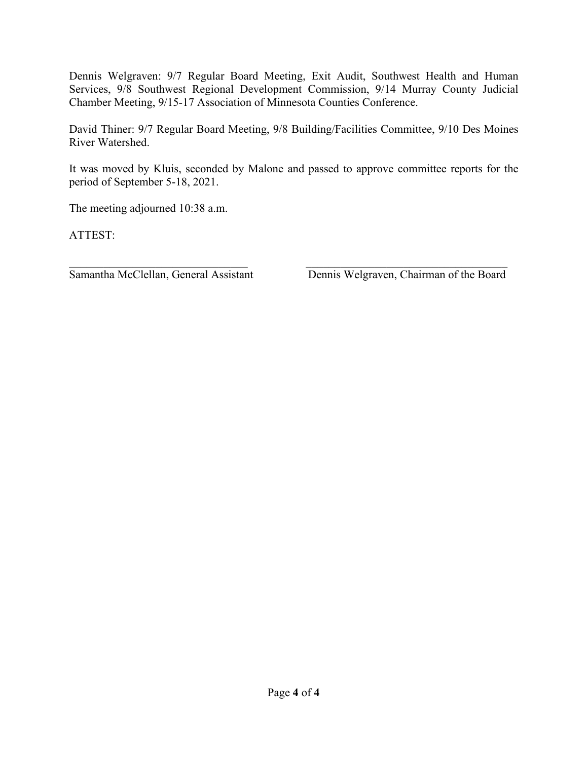Dennis Welgraven: 9/7 Regular Board Meeting, Exit Audit, Southwest Health and Human Services, 9/8 Southwest Regional Development Commission, 9/14 Murray County Judicial Chamber Meeting, 9/15-17 Association of Minnesota Counties Conference.

David Thiner: 9/7 Regular Board Meeting, 9/8 Building/Facilities Committee, 9/10 Des Moines River Watershed.

It was moved by Kluis, seconded by Malone and passed to approve committee reports for the period of September 5-18, 2021.

The meeting adjourned 10:38 a.m.

ATTEST:

| | |
|---|---|
| _________________________________ | _____________________________________ |
| Samantha McClellan, General Assistant | Dennis Welgraven, Chairman of the Board |